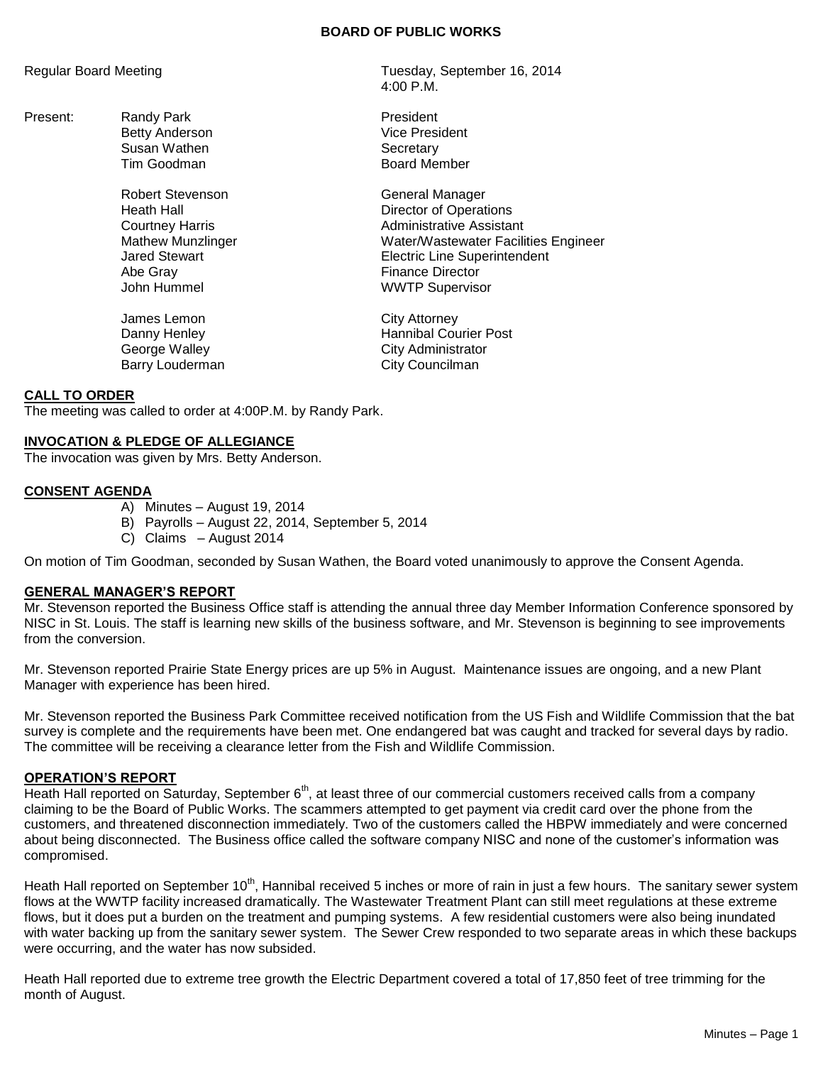# BOARD OF PUBLIC WORKS

Regular Board Meeting — Tuesday, September 16, 2014, 4:00 P.M.

Present:

| Name | Title |
|---|---|
| Randy Park | President |
| Betty Anderson | Vice President |
| Susan Wathen | Secretary |
| Tim Goodman | Board Member |
| | |
| Robert Stevenson | General Manager |
| Heath Hall | Director of Operations |
| Courtney Harris | Administrative Assistant |
| Mathew Munzlinger | Water/Wastewater Facilities Engineer |
| Jared Stewart | Electric Line Superintendent |
| Abe Gray | Finance Director |
| John Hummel | WWTP Supervisor |
| | |
| James Lemon | City Attorney |
| Danny Henley | Hannibal Courier Post |
| George Walley | City Administrator |
| Barry Louderman | City Councilman |

## CALL TO ORDER

The meeting was called to order at 4:00P.M. by Randy Park.

## INVOCATION & PLEDGE OF ALLEGIANCE

The invocation was given by Mrs. Betty Anderson.

## CONSENT AGENDA

A) Minutes – August 19, 2014
B) Payrolls – August 22, 2014, September 5, 2014
C) Claims – August 2014

On motion of Tim Goodman, seconded by Susan Wathen, the Board voted unanimously to approve the Consent Agenda.

## GENERAL MANAGER'S REPORT

Mr. Stevenson reported the Business Office staff is attending the annual three day Member Information Conference sponsored by NISC in St. Louis. The staff is learning new skills of the business software, and Mr. Stevenson is beginning to see improvements from the conversion.

Mr. Stevenson reported Prairie State Energy prices are up 5% in August. Maintenance issues are ongoing, and a new Plant Manager with experience has been hired.

Mr. Stevenson reported the Business Park Committee received notification from the US Fish and Wildlife Commission that the bat survey is complete and the requirements have been met. One endangered bat was caught and tracked for several days by radio. The committee will be receiving a clearance letter from the Fish and Wildlife Commission.

## OPERATION'S REPORT

Heath Hall reported on Saturday, September 6th, at least three of our commercial customers received calls from a company claiming to be the Board of Public Works. The scammers attempted to get payment via credit card over the phone from the customers, and threatened disconnection immediately. Two of the customers called the HBPW immediately and were concerned about being disconnected. The Business office called the software company NISC and none of the customer's information was compromised.

Heath Hall reported on September 10th, Hannibal received 5 inches or more of rain in just a few hours. The sanitary sewer system flows at the WWTP facility increased dramatically. The Wastewater Treatment Plant can still meet regulations at these extreme flows, but it does put a burden on the treatment and pumping systems. A few residential customers were also being inundated with water backing up from the sanitary sewer system. The Sewer Crew responded to two separate areas in which these backups were occurring, and the water has now subsided.

Heath Hall reported due to extreme tree growth the Electric Department covered a total of 17,850 feet of tree trimming for the month of August.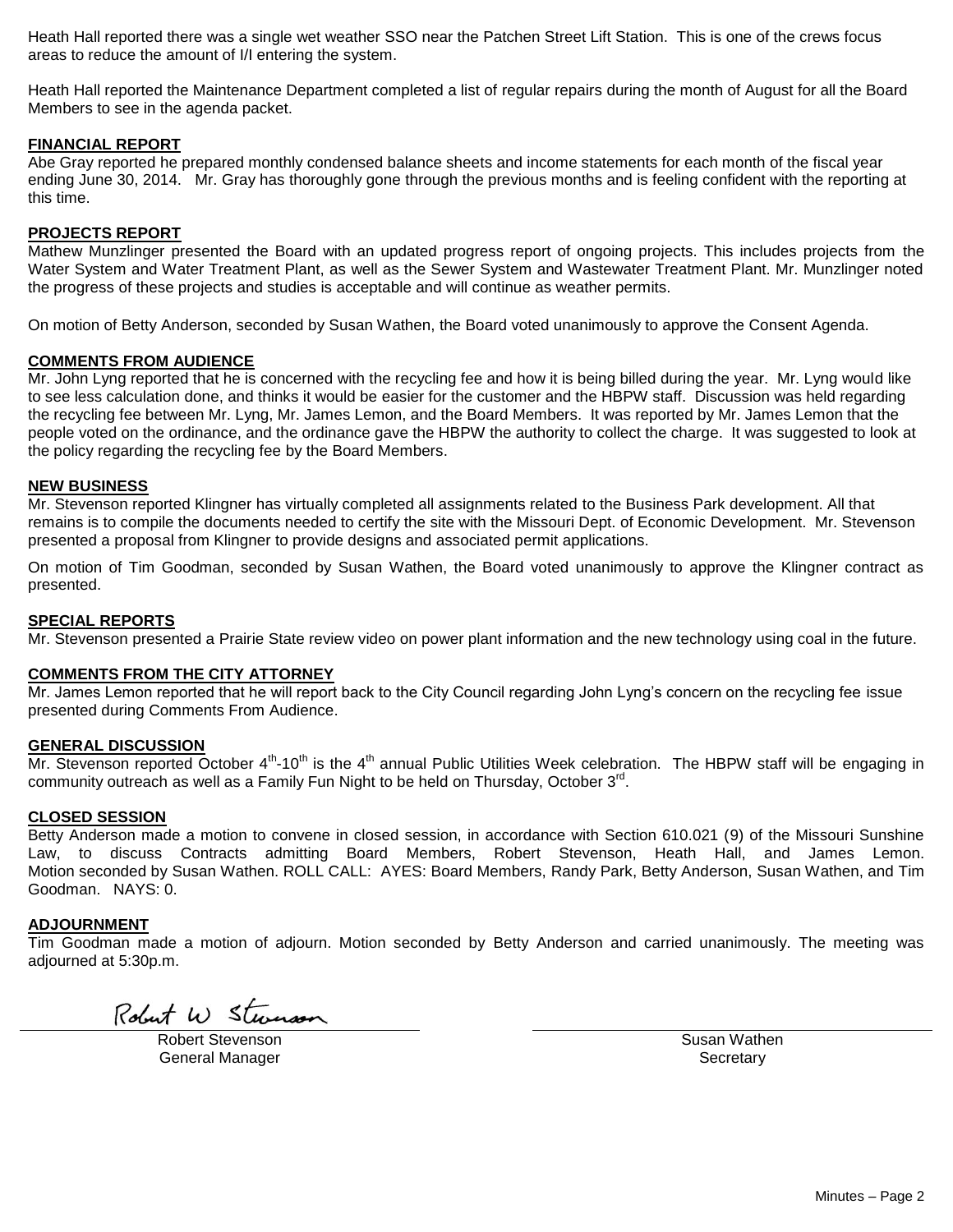Heath Hall reported there was a single wet weather SSO near the Patchen Street Lift Station. This is one of the crews focus areas to reduce the amount of I/I entering the system.

Heath Hall reported the Maintenance Department completed a list of regular repairs during the month of August for all the Board Members to see in the agenda packet.

**FINANCIAL REPORT**

Abe Gray reported he prepared monthly condensed balance sheets and income statements for each month of the fiscal year ending June 30, 2014. Mr. Gray has thoroughly gone through the previous months and is feeling confident with the reporting at this time.

**PROJECTS REPORT**

Mathew Munzlinger presented the Board with an updated progress report of ongoing projects. This includes projects from the Water System and Water Treatment Plant, as well as the Sewer System and Wastewater Treatment Plant. Mr. Munzlinger noted the progress of these projects and studies is acceptable and will continue as weather permits.

On motion of Betty Anderson, seconded by Susan Wathen, the Board voted unanimously to approve the Consent Agenda.

**COMMENTS FROM AUDIENCE**

Mr. John Lyng reported that he is concerned with the recycling fee and how it is being billed during the year. Mr. Lyng would like to see less calculation done, and thinks it would be easier for the customer and the HBPW staff. Discussion was held regarding the recycling fee between Mr. Lyng, Mr. James Lemon, and the Board Members. It was reported by Mr. James Lemon that the people voted on the ordinance, and the ordinance gave the HBPW the authority to collect the charge. It was suggested to look at the policy regarding the recycling fee by the Board Members.

**NEW BUSINESS**

Mr. Stevenson reported Klingner has virtually completed all assignments related to the Business Park development. All that remains is to compile the documents needed to certify the site with the Missouri Dept. of Economic Development. Mr. Stevenson presented a proposal from Klingner to provide designs and associated permit applications.

On motion of Tim Goodman, seconded by Susan Wathen, the Board voted unanimously to approve the Klingner contract as presented.

**SPECIAL REPORTS**

Mr. Stevenson presented a Prairie State review video on power plant information and the new technology using coal in the future.

**COMMENTS FROM THE CITY ATTORNEY**

Mr. James Lemon reported that he will report back to the City Council regarding John Lyng's concern on the recycling fee issue presented during Comments From Audience.

**GENERAL DISCUSSION**

Mr. Stevenson reported October 4th-10th is the 4th annual Public Utilities Week celebration. The HBPW staff will be engaging in community outreach as well as a Family Fun Night to be held on Thursday, October 3rd.

**CLOSED SESSION**

Betty Anderson made a motion to convene in closed session, in accordance with Section 610.021 (9) of the Missouri Sunshine Law, to discuss Contracts admitting Board Members, Robert Stevenson, Heath Hall, and James Lemon. Motion seconded by Susan Wathen. ROLL CALL: AYES: Board Members, Randy Park, Betty Anderson, Susan Wathen, and Tim Goodman. NAYS: 0.

**ADJOURNMENT**

Tim Goodman made a motion of adjourn. Motion seconded by Betty Anderson and carried unanimously. The meeting was adjourned at 5:30p.m.

Robert W Stevenson

Robert Stevenson
General Manager

Susan Wathen
Secretary